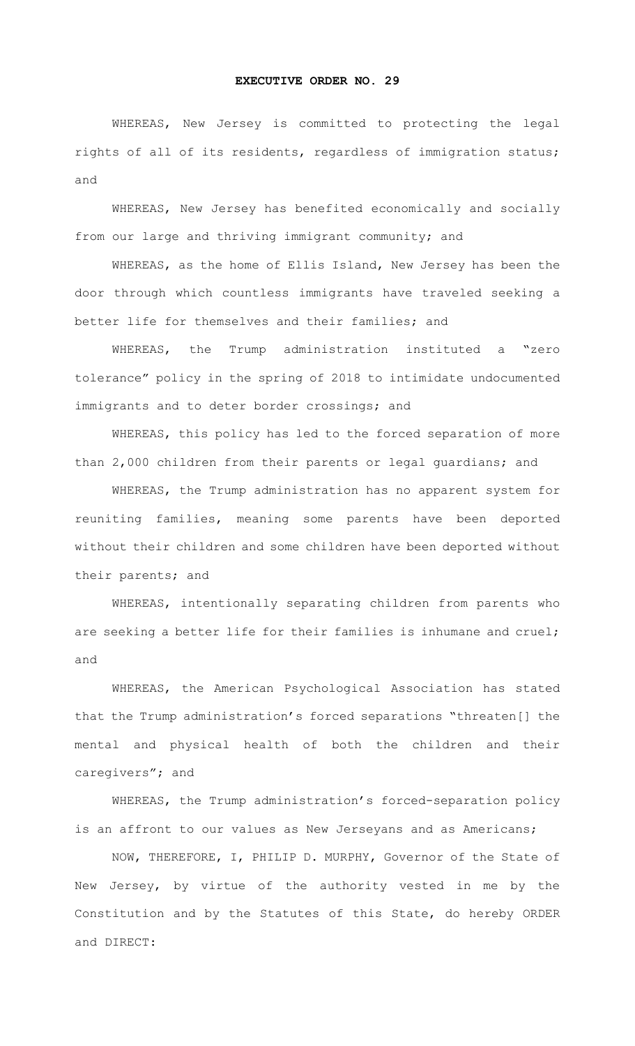# EXECUTIVE ORDER NO. 29

WHEREAS, New Jersey is committed to protecting the legal rights of all of its residents, regardless of immigration status; and

WHEREAS, New Jersey has benefited economically and socially from our large and thriving immigrant community; and

WHEREAS, as the home of Ellis Island, New Jersey has been the door through which countless immigrants have traveled seeking a better life for themselves and their families; and

WHEREAS, the Trump administration instituted a "zero tolerance" policy in the spring of 2018 to intimidate undocumented immigrants and to deter border crossings; and

WHEREAS, this policy has led to the forced separation of more than 2,000 children from their parents or legal guardians; and

WHEREAS, the Trump administration has no apparent system for reuniting families, meaning some parents have been deported without their children and some children have been deported without their parents; and

WHEREAS, intentionally separating children from parents who are seeking a better life for their families is inhumane and cruel; and

WHEREAS, the American Psychological Association has stated that the Trump administration's forced separations "threaten[] the mental and physical health of both the children and their caregivers"; and

WHEREAS, the Trump administration's forced-separation policy is an affront to our values as New Jerseyans and as Americans;

NOW, THEREFORE, I, PHILIP D. MURPHY, Governor of the State of New Jersey, by virtue of the authority vested in me by the Constitution and by the Statutes of this State, do hereby ORDER and DIRECT: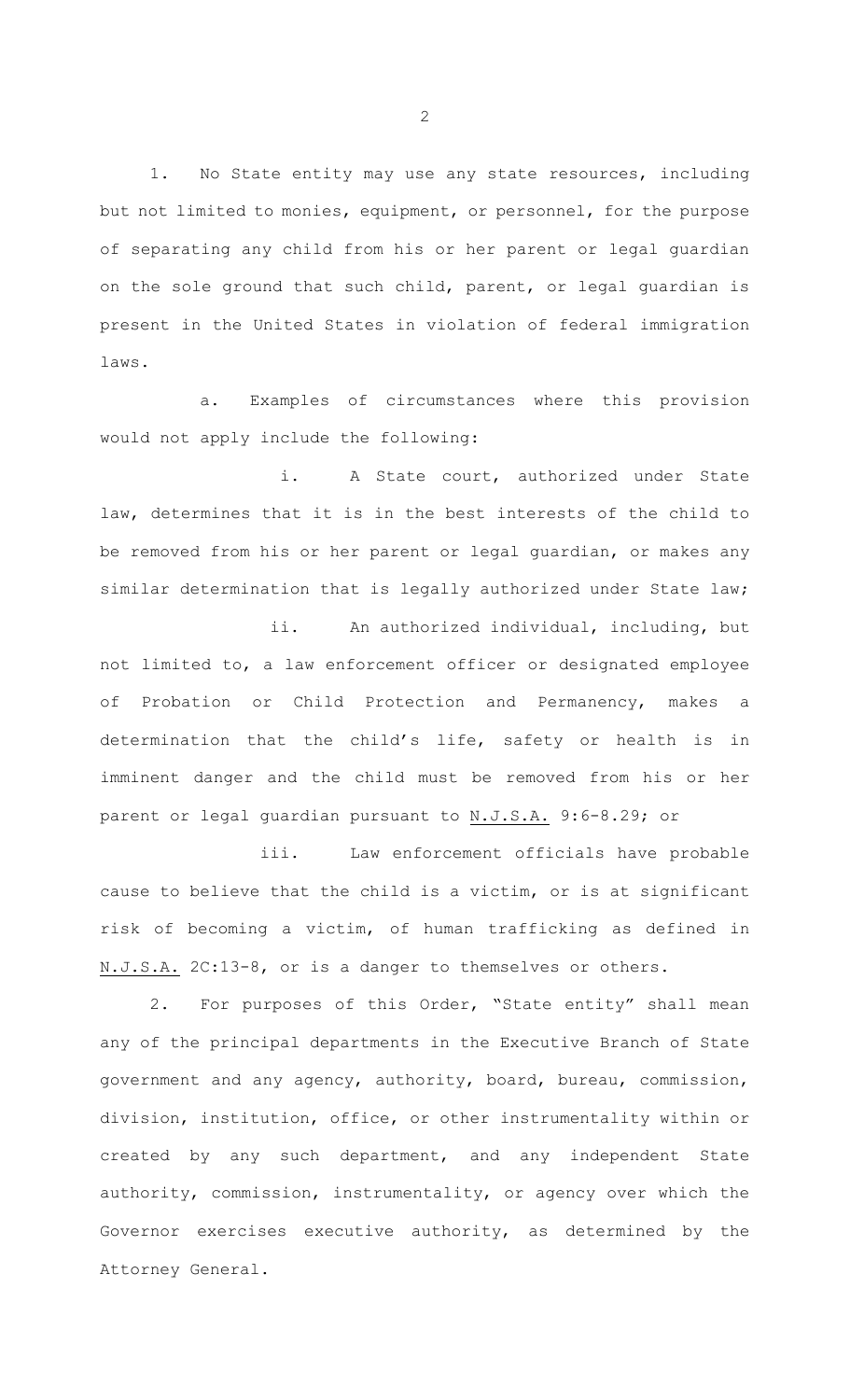1. No State entity may use any state resources, including but not limited to monies, equipment, or personnel, for the purpose of separating any child from his or her parent or legal guardian on the sole ground that such child, parent, or legal guardian is present in the United States in violation of federal immigration laws.

   a. Examples of circumstances where this provision would not apply include the following:

      i. A State court, authorized under State law, determines that it is in the best interests of the child to be removed from his or her parent or legal guardian, or makes any similar determination that is legally authorized under State law;

      ii. An authorized individual, including, but not limited to, a law enforcement officer or designated employee of Probation or Child Protection and Permanency, makes a determination that the child's life, safety or health is in imminent danger and the child must be removed from his or her parent or legal guardian pursuant to <u>N.J.S.A.</u> 9:6-8.29; or

      iii. Law enforcement officials have probable cause to believe that the child is a victim, or is at significant risk of becoming a victim, of human trafficking as defined in <u>N.J.S.A.</u> 2C:13-8, or is a danger to themselves or others.

2. For purposes of this Order, "State entity" shall mean any of the principal departments in the Executive Branch of State government and any agency, authority, board, bureau, commission, division, institution, office, or other instrumentality within or created by any such department, and any independent State authority, commission, instrumentality, or agency over which the Governor exercises executive authority, as determined by the Attorney General.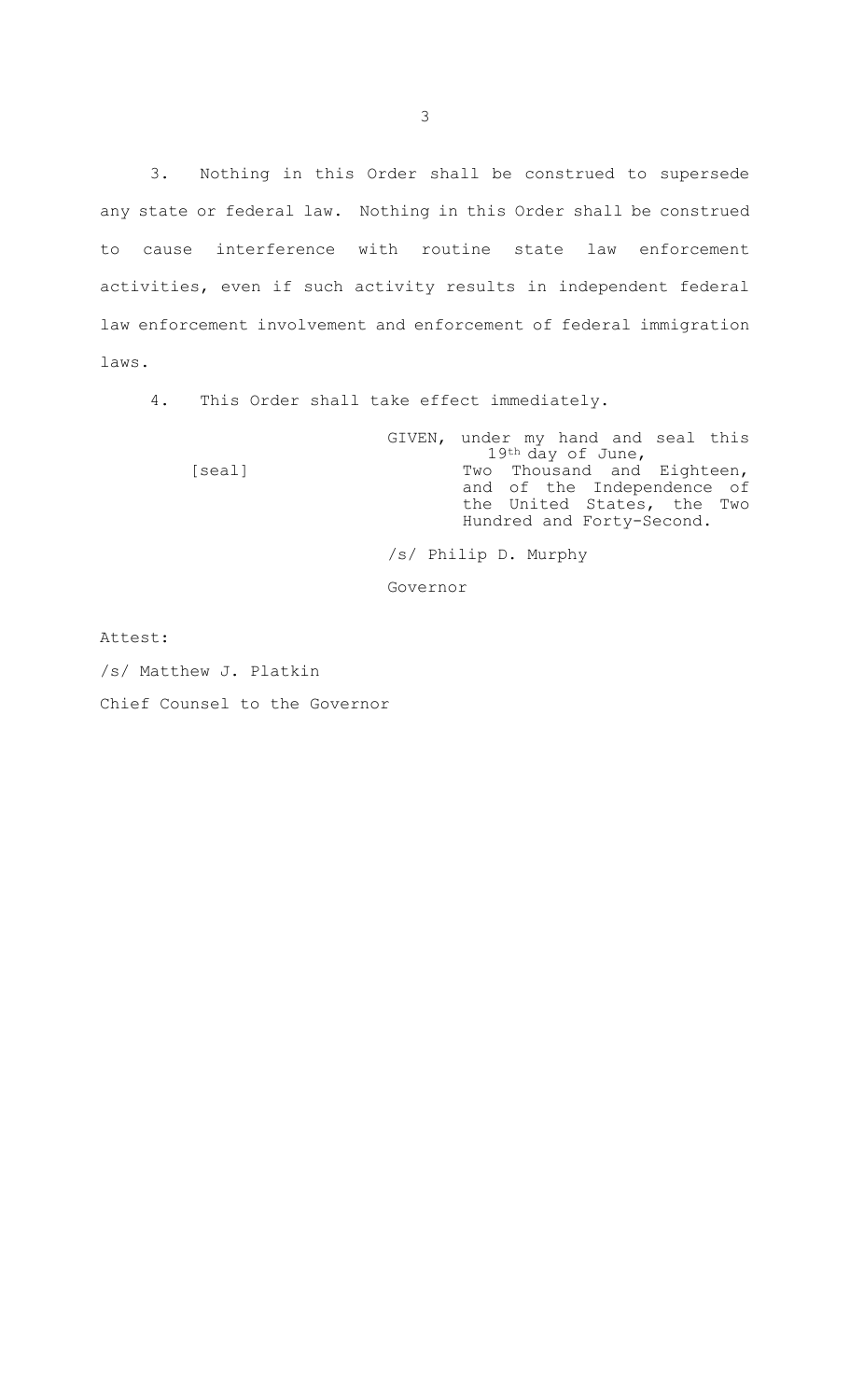3. Nothing in this Order shall be construed to supersede any state or federal law. Nothing in this Order shall be construed to cause interference with routine state law enforcement activities, even if such activity results in independent federal law enforcement involvement and enforcement of federal immigration laws.

4. This Order shall take effect immediately.

[seal]

GIVEN, under my hand and seal this 19th day of June, Two Thousand and Eighteen, and of the Independence of the United States, the Two Hundred and Forty-Second.

/s/ Philip D. Murphy

Governor

Attest:

/s/ Matthew J. Platkin

Chief Counsel to the Governor